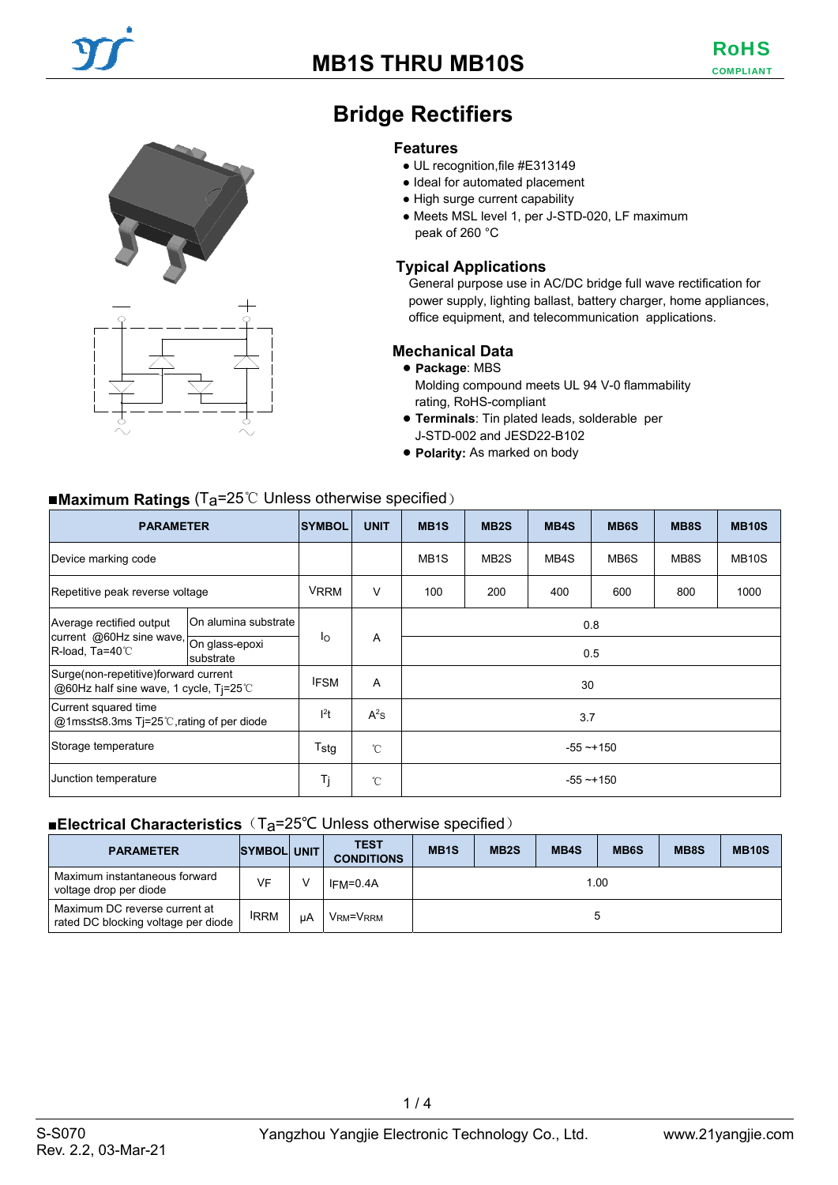# MB1S THRU MB10S

RoHS
COMPLIANT

## Bridge Rectifiers

### Features

- UL recognition,file #E313149
- Ideal for automated placement
- High surge current capability
- Meets MSL level 1, per J-STD-020, LF maximum peak of 260 °C

### Typical Applications

General purpose use in AC/DC bridge full wave rectification for power supply, lighting ballast, battery charger, home appliances, office equipment, and telecommunication applications.

### Mechanical Data

- **Package**: MBS
  Molding compound meets UL 94 V-0 flammability rating, RoHS-compliant
- **Terminals**: Tin plated leads, solderable per J-STD-002 and JESD22-B102
- **Polarity:** As marked on body

### ■Maximum Ratings ($T_a$=25℃ Unless otherwise specified)

| PARAMETER | | SYMBOL | UNIT | MB1S | MB2S | MB4S | MB6S | MB8S | MB10S |
|---|---|---|---|---|---|---|---|---|---|
| Device marking code | | | | MB1S | MB2S | MB4S | MB6S | MB8S | MB10S |
| Repetitive peak reverse voltage | | $V_{RRM}$ | V | 100 | 200 | 400 | 600 | 800 | 1000 |
| Average rectified output current @60Hz sine wave, R-load, Ta=40℃ | On alumina substrate | $I_O$ | A | 0.8 | | | | | |
| | On glass-epoxi substrate | | | 0.5 | | | | | |
| Surge(non-repetitive)forward current @60Hz half sine wave, 1 cycle, Tj=25℃ | | $I_{FSM}$ | A | 30 | | | | | |
| Current squared time @1ms≤t≤8.3ms Tj=25℃,rating of per diode | | $I^2t$ | $A^2s$ | 3.7 | | | | | |
| Storage temperature | | $T_{stg}$ | ℃ | -55 ~+150 | | | | | |
| Junction temperature | | $T_j$ | ℃ | -55 ~+150 | | | | | |

### ■Electrical Characteristics（$T_a$=25℃ Unless otherwise specified）

| PARAMETER | SYMBOL | UNIT | TEST CONDITIONS | MB1S | MB2S | MB4S | MB6S | MB8S | MB10S |
|---|---|---|---|---|---|---|---|---|---|
| Maximum instantaneous forward voltage drop per diode | $V_F$ | V | $I_{FM}$=0.4A | 1.00 | | | | | |
| Maximum DC reverse current at rated DC blocking voltage per diode | $I_{RRM}$ | μA | $V_{RM}$=$V_{RRM}$ | 5 | | | | | |

S-S070
Rev. 2.2, 03-Mar-21

Yangzhou Yangjie Electronic Technology Co., Ltd.

www.21yangjie.com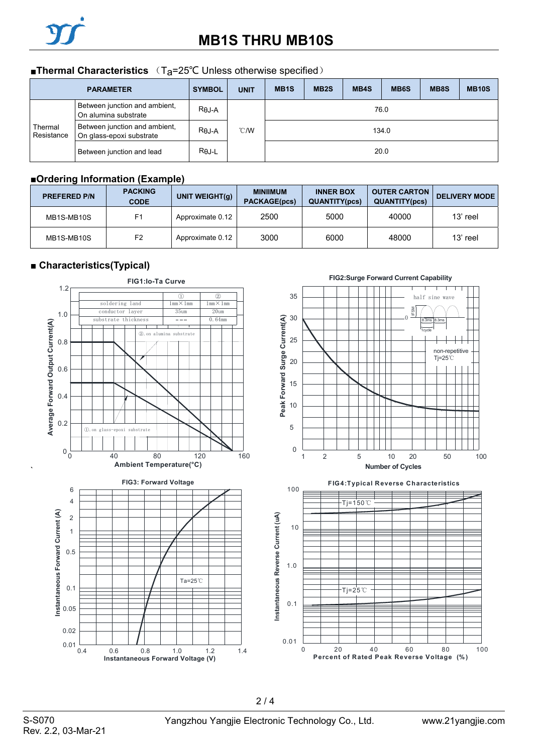## ■Thermal Characteristics （$T_a$=25℃ Unless otherwise specified）

| PARAMETER | | SYMBOL | UNIT | MB1S | MB2S | MB4S | MB6S | MB8S | MB10S |
|---|---|---|---|---|---|---|---|---|---|
| Thermal Resistance | Between junction and ambient, On alumina substrate | RθJ-A | ℃/W | 76.0 | | | | | |
| | Between junction and ambient, On glass-epoxi substrate | RθJ-A | | 134.0 | | | | | |
| | Between junction and lead | RθJ-L | | 20.0 | | | | | |

## ■Ordering Information (Example)

| PREFERED P/N | PACKING CODE | UNIT WEIGHT(g) | MINIIMUM PACKAGE(pcs) | INNER BOX QUANTITY(pcs) | OUTER CARTON QUANTITY(pcs) | DELIVERY MODE |
|---|---|---|---|---|---|---|
| MB1S-MB10S | F1 | Approximate 0.12 | 2500 | 5000 | 40000 | 13' reel |
| MB1S-MB10S | F2 | Approximate 0.12 | 3000 | 6000 | 48000 | 13' reel |

## ■ Characteristics(Typical)

FIG1:Io-Ta Curve

Average Forward Output Current(A)

Ambient Temperature(°C)

0 40 80 120 160

0 0.2 0.4 0.6 0.8 1.0 1.2

| | ① | ② |
|---|---|---|
| soldering land | 1mm×1mm | 1mm×1mm |
| conductor layer | 35um | 20um |
| substrate thickness | --- | 0.64mm |

②.on alumina substrate

①.on glass-epoxi substrate

FIG2:Surge Forward Current Capability

Peak Forward Surge Current(A)

Number of Cycles

1 2 5 10 20 50 100

0 5 10 15 20 25 30 35

half sine wave

IFSM

8.3ms 8.3ms

1cycle

non-repetitive

Tj=25℃

FIG3: Forward Voltage

Instantaneous Forward Current (A)

Instantaneous Forward Voltage (V)

0.4 0.6 0.8 1.0 1.2 1.4

0.01 0.02 0.05 0.1 0.5 1 2 4 6

Ta=25℃

FIG4:Typical Reverse Characteristics

Instantaneous Reverse Current (uA)

Percent of Rated Peak Reverse Voltage (%)

0 20 40 60 80 100

0.01 0.1 1.0 10 100

Tj=150℃

Tj=25℃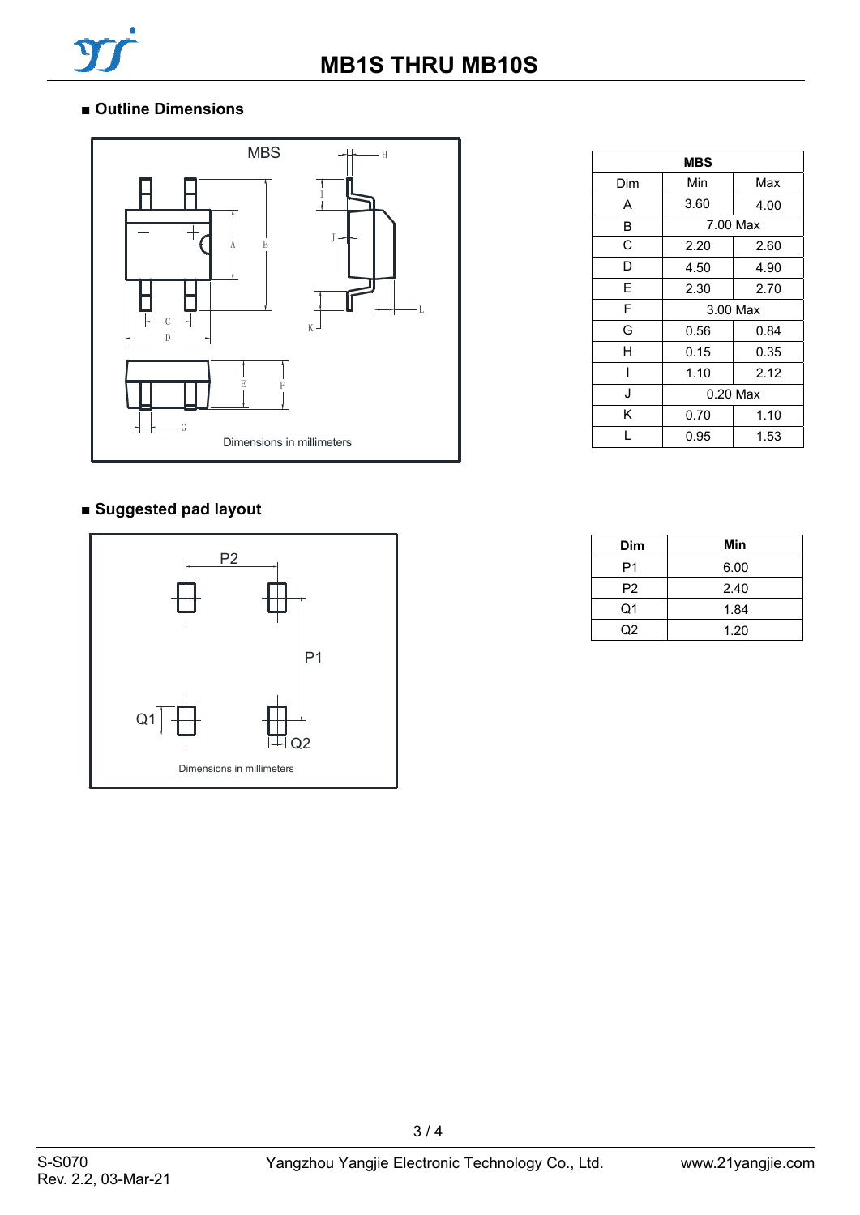## ■ Outline Dimensions

MBS

Dimensions in millimeters

| MBS | | |
|---|---|---|
| Dim | Min | Max |
| A | 3.60 | 4.00 |
| B | 7.00 Max | |
| C | 2.20 | 2.60 |
| D | 4.50 | 4.90 |
| E | 2.30 | 2.70 |
| F | 3.00 Max | |
| G | 0.56 | 0.84 |
| H | 0.15 | 0.35 |
| I | 1.10 | 2.12 |
| J | 0.20 Max | |
| K | 0.70 | 1.10 |
| L | 0.95 | 1.53 |

## ■ Suggested pad layout

Dimensions in millimeters

| Dim | Min |
|---|---|
| P1 | 6.00 |
| P2 | 2.40 |
| Q1 | 1.84 |
| Q2 | 1.20 |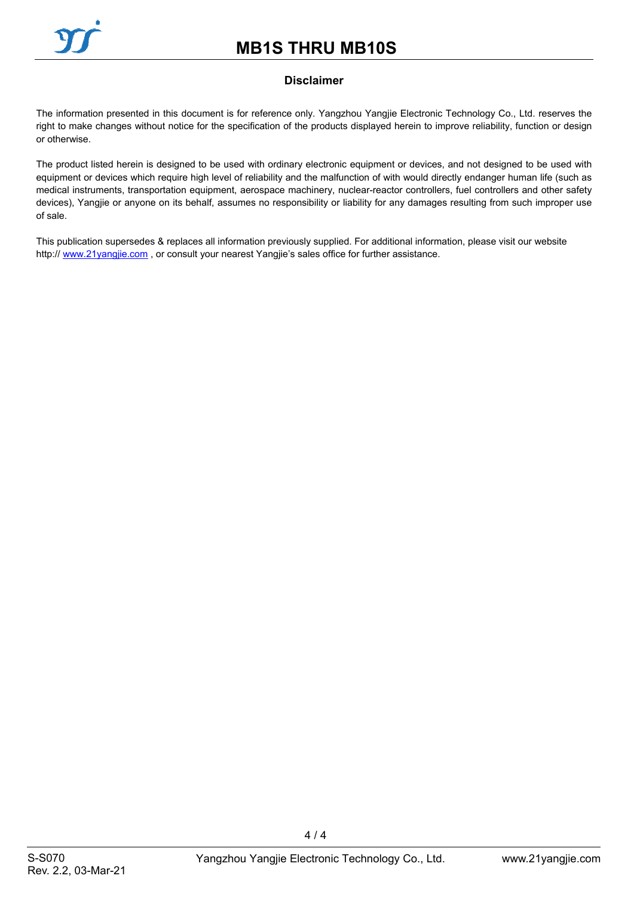## Disclaimer

The information presented in this document is for reference only. Yangzhou Yangjie Electronic Technology Co., Ltd. reserves the right to make changes without notice for the specification of the products displayed herein to improve reliability, function or design or otherwise.

The product listed herein is designed to be used with ordinary electronic equipment or devices, and not designed to be used with equipment or devices which require high level of reliability and the malfunction of with would directly endanger human life (such as medical instruments, transportation equipment, aerospace machinery, nuclear-reactor controllers, fuel controllers and other safety devices), Yangjie or anyone on its behalf, assumes no responsibility or liability for any damages resulting from such improper use of sale.

This publication supersedes & replaces all information previously supplied. For additional information, please visit our website http:// www.21yangjie.com , or consult your nearest Yangjie's sales office for further assistance.